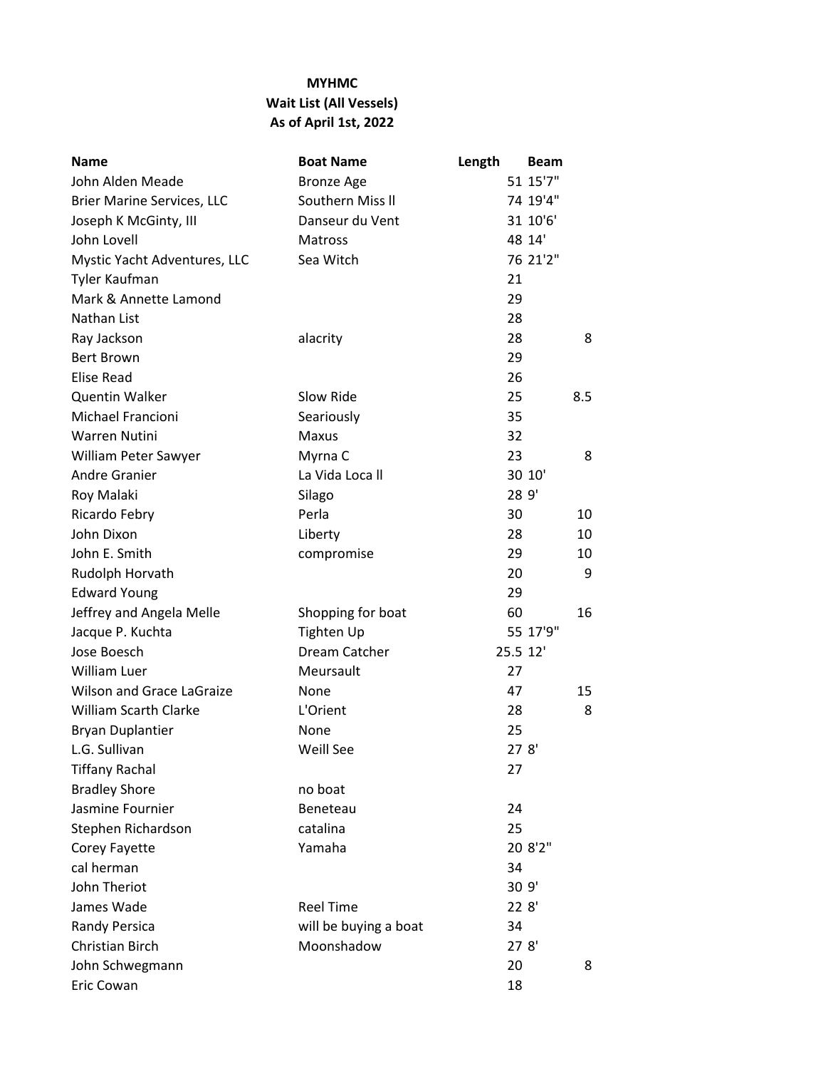**MYHMC**
**Wait List (All Vessels)**
**As of April 1st, 2022**

| Name | Boat Name | Length | Beam |
|---|---|---|---|
| John Alden Meade | Bronze Age | 51 | 15'7" |
| Brier Marine Services, LLC | Southern Miss ll | 74 | 19'4" |
| Joseph K McGinty, III | Danseur du Vent | 31 | 10'6' |
| John Lovell | Matross | 48 | 14' |
| Mystic Yacht Adventures, LLC | Sea Witch | 76 | 21'2" |
| Tyler Kaufman | | 21 | |
| Mark & Annette Lamond | | 29 | |
| Nathan List | | 28 | |
| Ray Jackson | alacrity | 28 | 8 |
| Bert Brown | | 29 | |
| Elise Read | | 26 | |
| Quentin Walker | Slow Ride | 25 | 8.5 |
| Michael Francioni | Seariously | 35 | |
| Warren Nutini | Maxus | 32 | |
| William Peter Sawyer | Myrna C | 23 | 8 |
| Andre Granier | La Vida Loca ll | 30 | 10' |
| Roy Malaki | Silago | 28 | 9' |
| Ricardo Febry | Perla | 30 | 10 |
| John Dixon | Liberty | 28 | 10 |
| John E. Smith | compromise | 29 | 10 |
| Rudolph Horvath | | 20 | 9 |
| Edward Young | | 29 | |
| Jeffrey and Angela Melle | Shopping for boat | 60 | 16 |
| Jacque P. Kuchta | Tighten Up | 55 | 17'9" |
| Jose Boesch | Dream Catcher | 25.5 | 12' |
| William Luer | Meursault | 27 | |
| Wilson and Grace LaGraize | None | 47 | 15 |
| William Scarth Clarke | L'Orient | 28 | 8 |
| Bryan Duplantier | None | 25 | |
| L.G. Sullivan | Weill See | 27 | 8' |
| Tiffany Rachal | | 27 | |
| Bradley Shore | no boat | | |
| Jasmine Fournier | Beneteau | 24 | |
| Stephen Richardson | catalina | 25 | |
| Corey Fayette | Yamaha | 20 | 8'2" |
| cal herman | | 34 | |
| John Theriot | | 30 | 9' |
| James Wade | Reel Time | 22 | 8' |
| Randy Persica | will be buying a boat | 34 | |
| Christian Birch | Moonshadow | 27 | 8' |
| John Schwegmann | | 20 | 8 |
| Eric Cowan | | 18 | |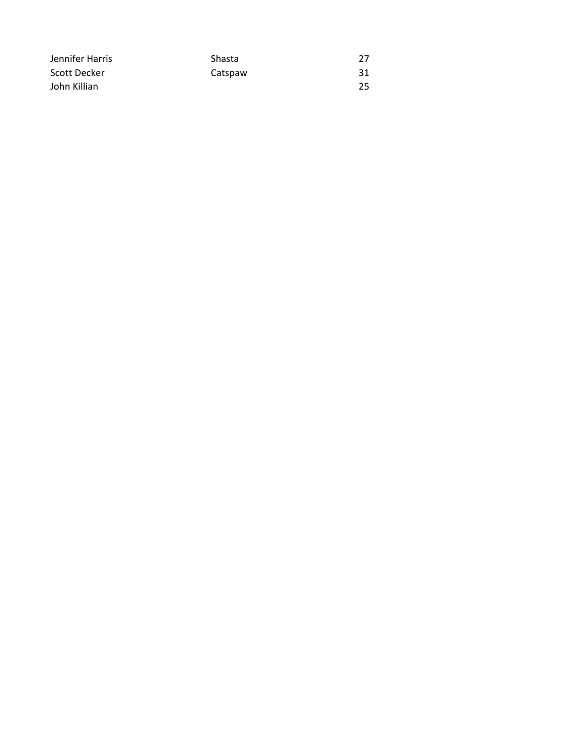| | | |
|---|---|---|
| Jennifer Harris | Shasta | 27 |
| Scott Decker | Catspaw | 31 |
| John Killian | | 25 |